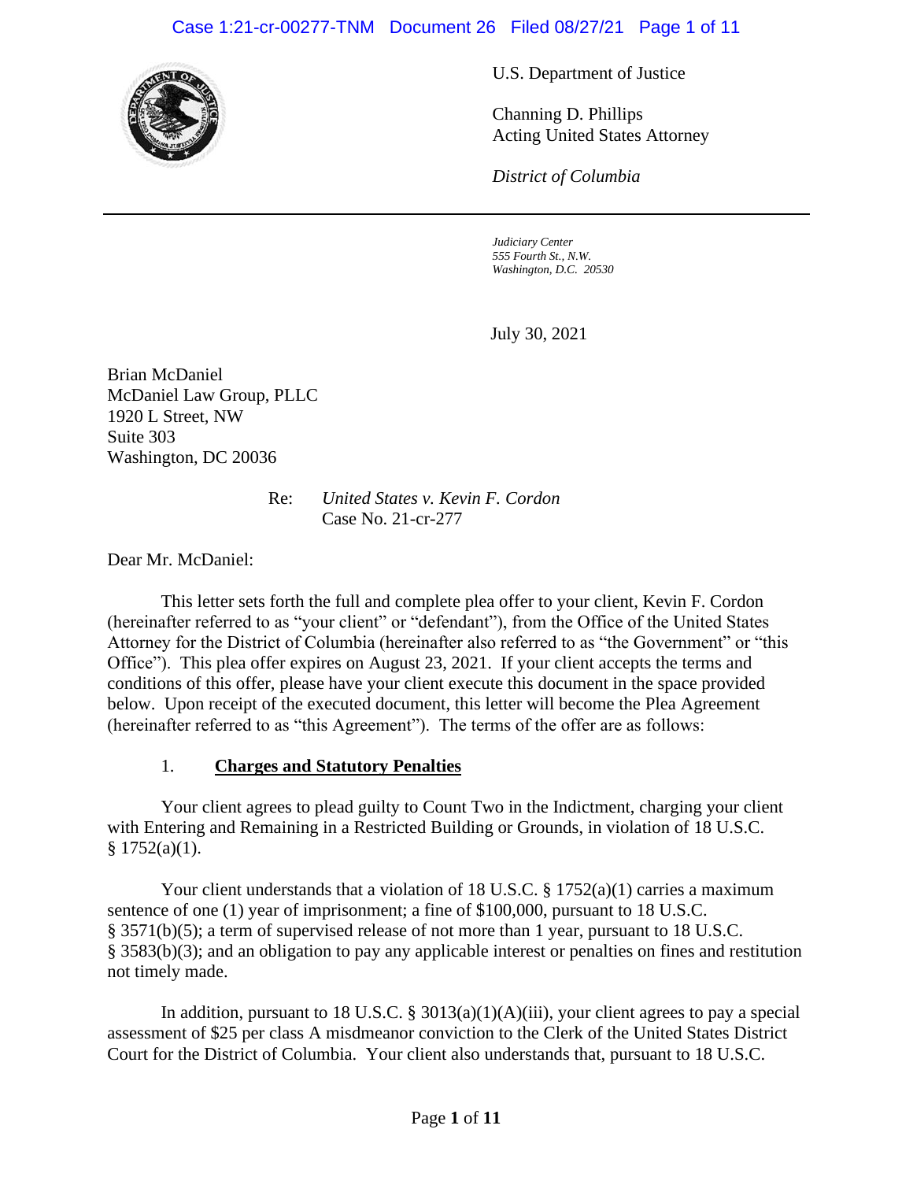U.S. Department of Justice

Channing D. Phillips
Acting United States Attorney

*District of Columbia*

*Judiciary Center*
*555 Fourth St., N.W.*
*Washington, D.C. 20530*

July 30, 2021

Brian McDaniel
McDaniel Law Group, PLLC
1920 L Street, NW
Suite 303
Washington, DC 20036

Re: *United States v. Kevin F. Cordon*
Case No. 21-cr-277

Dear Mr. McDaniel:

This letter sets forth the full and complete plea offer to your client, Kevin F. Cordon (hereinafter referred to as "your client" or "defendant"), from the Office of the United States Attorney for the District of Columbia (hereinafter also referred to as "the Government" or "this Office"). This plea offer expires on August 23, 2021. If your client accepts the terms and conditions of this offer, please have your client execute this document in the space provided below. Upon receipt of the executed document, this letter will become the Plea Agreement (hereinafter referred to as "this Agreement"). The terms of the offer are as follows:

1. **Charges and Statutory Penalties**

Your client agrees to plead guilty to Count Two in the Indictment, charging your client with Entering and Remaining in a Restricted Building or Grounds, in violation of 18 U.S.C. § 1752(a)(1).

Your client understands that a violation of 18 U.S.C. § 1752(a)(1) carries a maximum sentence of one (1) year of imprisonment; a fine of $100,000, pursuant to 18 U.S.C. § 3571(b)(5); a term of supervised release of not more than 1 year, pursuant to 18 U.S.C. § 3583(b)(3); and an obligation to pay any applicable interest or penalties on fines and restitution not timely made.

In addition, pursuant to 18 U.S.C. § 3013(a)(1)(A)(iii), your client agrees to pay a special assessment of $25 per class A misdmeanor conviction to the Clerk of the United States District Court for the District of Columbia. Your client also understands that, pursuant to 18 U.S.C.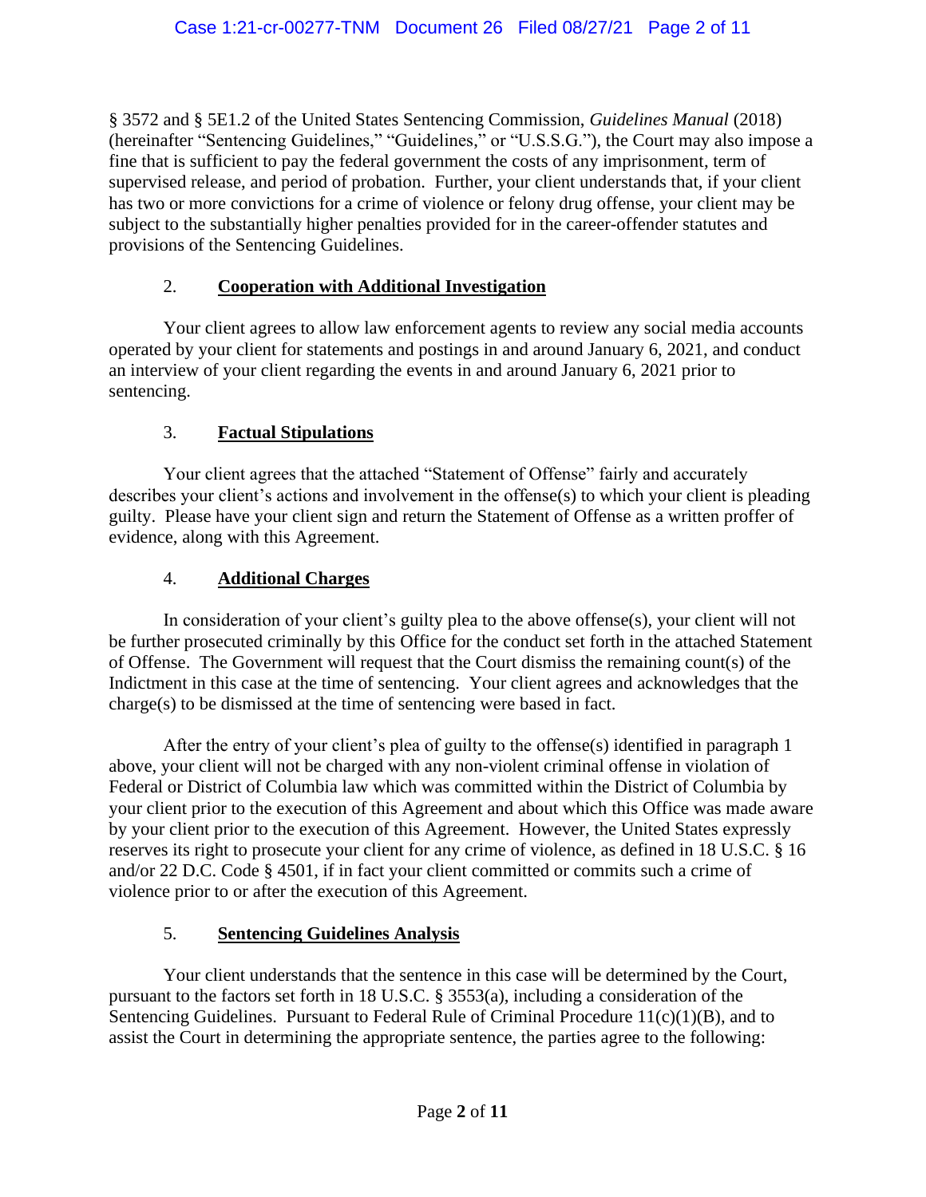§ 3572 and § 5E1.2 of the United States Sentencing Commission, *Guidelines Manual* (2018) (hereinafter "Sentencing Guidelines," "Guidelines," or "U.S.S.G."), the Court may also impose a fine that is sufficient to pay the federal government the costs of any imprisonment, term of supervised release, and period of probation. Further, your client understands that, if your client has two or more convictions for a crime of violence or felony drug offense, your client may be subject to the substantially higher penalties provided for in the career-offender statutes and provisions of the Sentencing Guidelines.

## 2. **Cooperation with Additional Investigation**

Your client agrees to allow law enforcement agents to review any social media accounts operated by your client for statements and postings in and around January 6, 2021, and conduct an interview of your client regarding the events in and around January 6, 2021 prior to sentencing.

## 3. **Factual Stipulations**

Your client agrees that the attached "Statement of Offense" fairly and accurately describes your client's actions and involvement in the offense(s) to which your client is pleading guilty. Please have your client sign and return the Statement of Offense as a written proffer of evidence, along with this Agreement.

## 4. **Additional Charges**

In consideration of your client's guilty plea to the above offense(s), your client will not be further prosecuted criminally by this Office for the conduct set forth in the attached Statement of Offense. The Government will request that the Court dismiss the remaining count(s) of the Indictment in this case at the time of sentencing. Your client agrees and acknowledges that the charge(s) to be dismissed at the time of sentencing were based in fact.

After the entry of your client's plea of guilty to the offense(s) identified in paragraph 1 above, your client will not be charged with any non-violent criminal offense in violation of Federal or District of Columbia law which was committed within the District of Columbia by your client prior to the execution of this Agreement and about which this Office was made aware by your client prior to the execution of this Agreement. However, the United States expressly reserves its right to prosecute your client for any crime of violence, as defined in 18 U.S.C. § 16 and/or 22 D.C. Code § 4501, if in fact your client committed or commits such a crime of violence prior to or after the execution of this Agreement.

## 5. **Sentencing Guidelines Analysis**

Your client understands that the sentence in this case will be determined by the Court, pursuant to the factors set forth in 18 U.S.C. § 3553(a), including a consideration of the Sentencing Guidelines. Pursuant to Federal Rule of Criminal Procedure 11(c)(1)(B), and to assist the Court in determining the appropriate sentence, the parties agree to the following: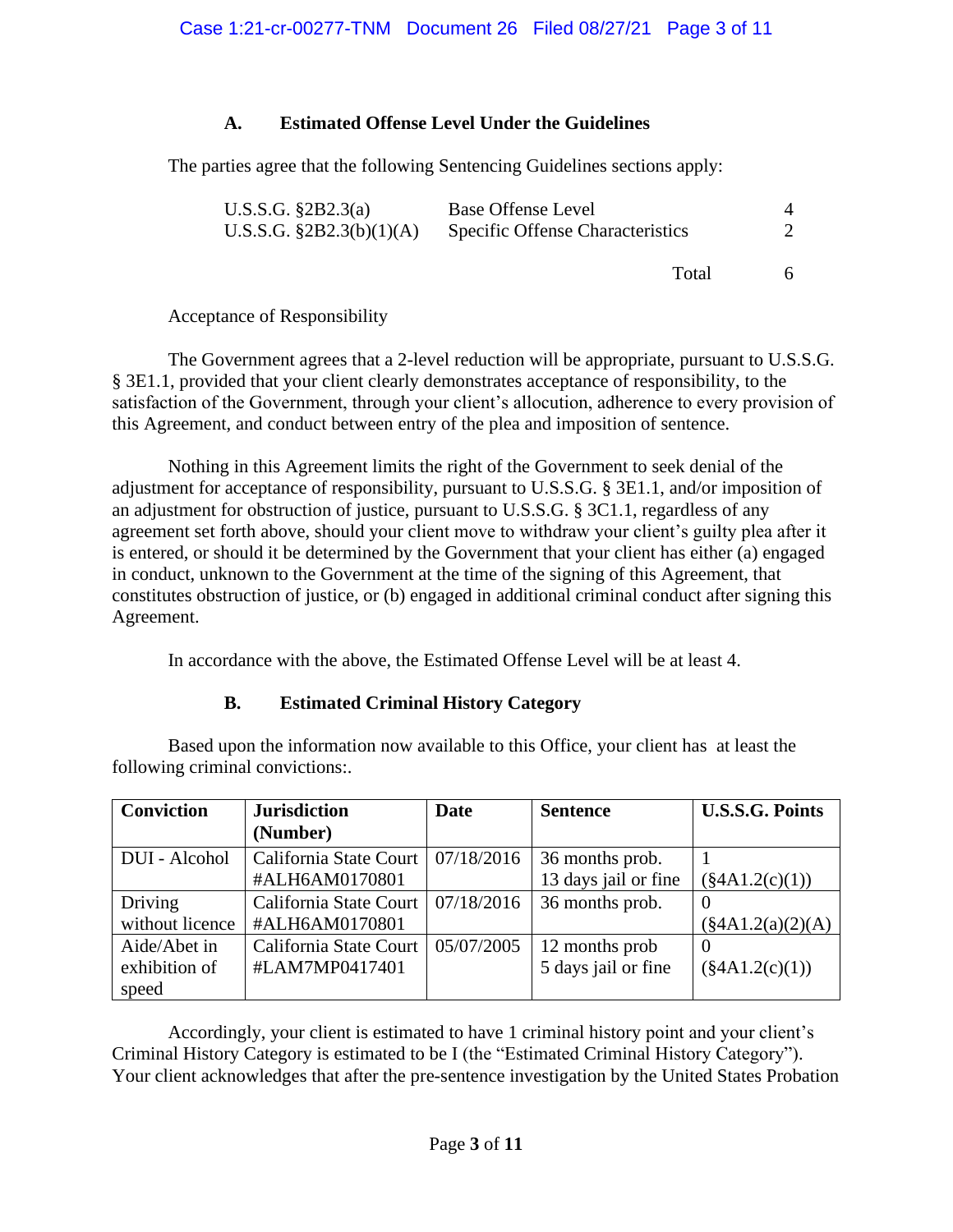### A. Estimated Offense Level Under the Guidelines

The parties agree that the following Sentencing Guidelines sections apply:

| | | |
|---|---|---|
| U.S.S.G. §2B2.3(a) | Base Offense Level | 4 |
| U.S.S.G. §2B2.3(b)(1)(A) | Specific Offense Characteristics | 2 |
| | Total | 6 |

Acceptance of Responsibility

The Government agrees that a 2-level reduction will be appropriate, pursuant to U.S.S.G. § 3E1.1, provided that your client clearly demonstrates acceptance of responsibility, to the satisfaction of the Government, through your client's allocution, adherence to every provision of this Agreement, and conduct between entry of the plea and imposition of sentence.

Nothing in this Agreement limits the right of the Government to seek denial of the adjustment for acceptance of responsibility, pursuant to U.S.S.G. § 3E1.1, and/or imposition of an adjustment for obstruction of justice, pursuant to U.S.S.G. § 3C1.1, regardless of any agreement set forth above, should your client move to withdraw your client's guilty plea after it is entered, or should it be determined by the Government that your client has either (a) engaged in conduct, unknown to the Government at the time of the signing of this Agreement, that constitutes obstruction of justice, or (b) engaged in additional criminal conduct after signing this Agreement.

In accordance with the above, the Estimated Offense Level will be at least 4.

### B. Estimated Criminal History Category

Based upon the information now available to this Office, your client has at least the following criminal convictions:.

| Conviction | Jurisdiction (Number) | Date | Sentence | U.S.S.G. Points |
|---|---|---|---|---|
| DUI - Alcohol | California State Court #ALH6AM0170801 | 07/18/2016 | 36 months prob. 13 days jail or fine | 1 (§4A1.2(c)(1)) |
| Driving without licence | California State Court #ALH6AM0170801 | 07/18/2016 | 36 months prob. | 0 (§4A1.2(a)(2)(A) |
| Aide/Abet in exhibition of speed | California State Court #LAM7MP0417401 | 05/07/2005 | 12 months prob 5 days jail or fine | 0 (§4A1.2(c)(1)) |

Accordingly, your client is estimated to have 1 criminal history point and your client's Criminal History Category is estimated to be I (the "Estimated Criminal History Category"). Your client acknowledges that after the pre-sentence investigation by the United States Probation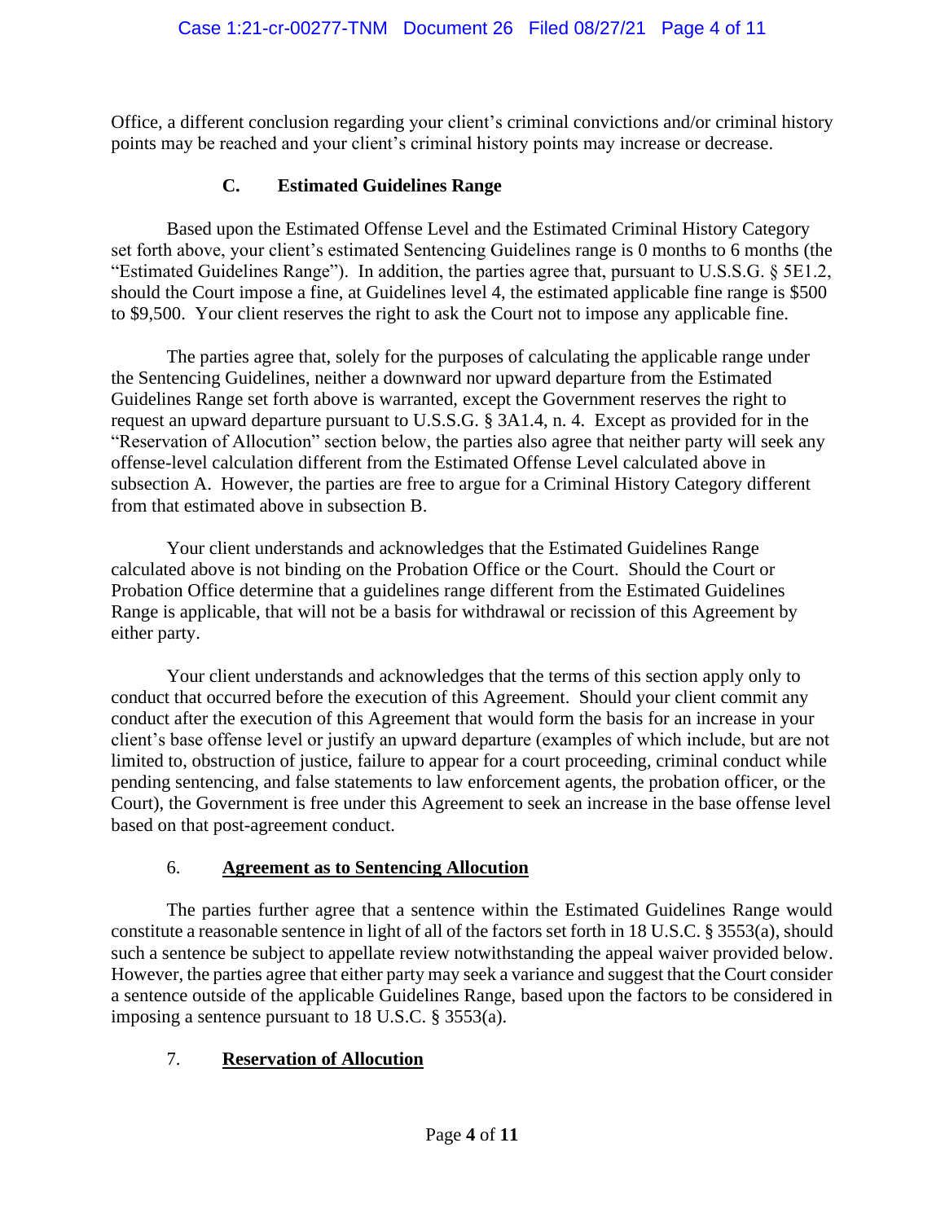Office, a different conclusion regarding your client's criminal convictions and/or criminal history points may be reached and your client's criminal history points may increase or decrease.

### C. Estimated Guidelines Range

Based upon the Estimated Offense Level and the Estimated Criminal History Category set forth above, your client's estimated Sentencing Guidelines range is 0 months to 6 months (the "Estimated Guidelines Range"). In addition, the parties agree that, pursuant to U.S.S.G. § 5E1.2, should the Court impose a fine, at Guidelines level 4, the estimated applicable fine range is $500 to $9,500. Your client reserves the right to ask the Court not to impose any applicable fine.

The parties agree that, solely for the purposes of calculating the applicable range under the Sentencing Guidelines, neither a downward nor upward departure from the Estimated Guidelines Range set forth above is warranted, except the Government reserves the right to request an upward departure pursuant to U.S.S.G. § 3A1.4, n. 4. Except as provided for in the "Reservation of Allocution" section below, the parties also agree that neither party will seek any offense-level calculation different from the Estimated Offense Level calculated above in subsection A. However, the parties are free to argue for a Criminal History Category different from that estimated above in subsection B.

Your client understands and acknowledges that the Estimated Guidelines Range calculated above is not binding on the Probation Office or the Court. Should the Court or Probation Office determine that a guidelines range different from the Estimated Guidelines Range is applicable, that will not be a basis for withdrawal or recission of this Agreement by either party.

Your client understands and acknowledges that the terms of this section apply only to conduct that occurred before the execution of this Agreement. Should your client commit any conduct after the execution of this Agreement that would form the basis for an increase in your client's base offense level or justify an upward departure (examples of which include, but are not limited to, obstruction of justice, failure to appear for a court proceeding, criminal conduct while pending sentencing, and false statements to law enforcement agents, the probation officer, or the Court), the Government is free under this Agreement to seek an increase in the base offense level based on that post-agreement conduct.

## 6. Agreement as to Sentencing Allocution

The parties further agree that a sentence within the Estimated Guidelines Range would constitute a reasonable sentence in light of all of the factors set forth in 18 U.S.C. § 3553(a), should such a sentence be subject to appellate review notwithstanding the appeal waiver provided below. However, the parties agree that either party may seek a variance and suggest that the Court consider a sentence outside of the applicable Guidelines Range, based upon the factors to be considered in imposing a sentence pursuant to 18 U.S.C. § 3553(a).

## 7. Reservation of Allocution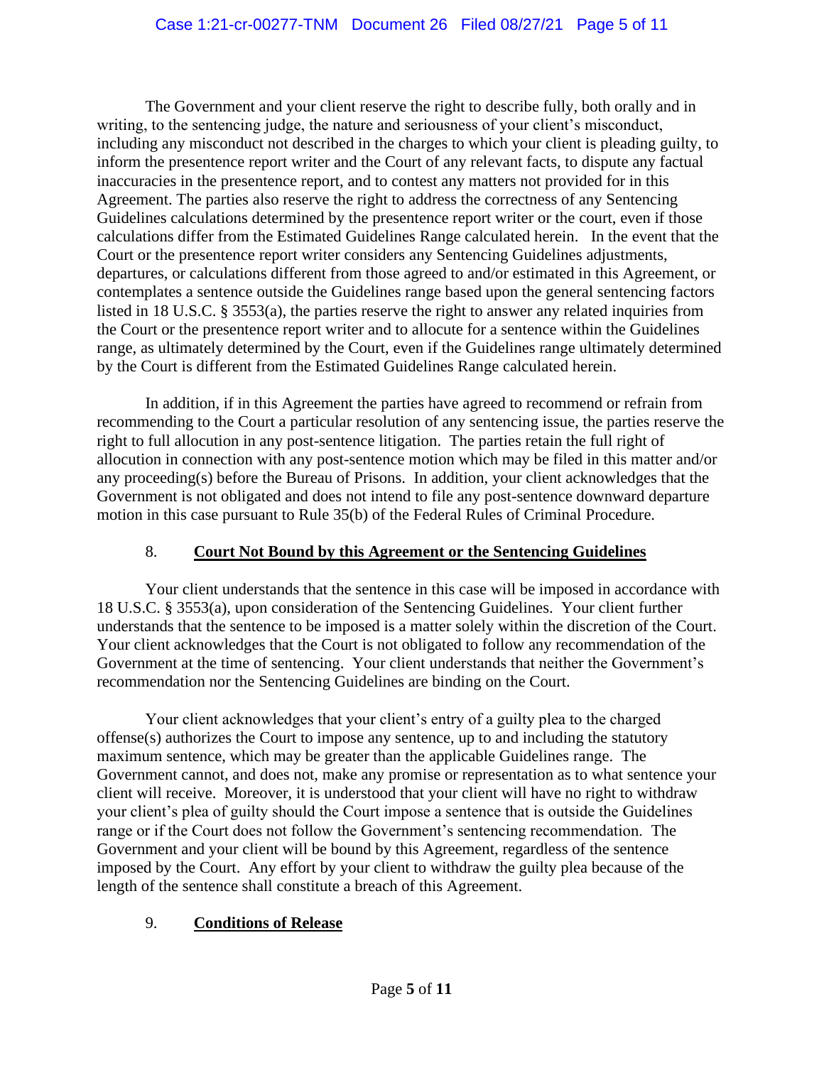The Government and your client reserve the right to describe fully, both orally and in writing, to the sentencing judge, the nature and seriousness of your client's misconduct, including any misconduct not described in the charges to which your client is pleading guilty, to inform the presentence report writer and the Court of any relevant facts, to dispute any factual inaccuracies in the presentence report, and to contest any matters not provided for in this Agreement. The parties also reserve the right to address the correctness of any Sentencing Guidelines calculations determined by the presentence report writer or the court, even if those calculations differ from the Estimated Guidelines Range calculated herein. In the event that the Court or the presentence report writer considers any Sentencing Guidelines adjustments, departures, or calculations different from those agreed to and/or estimated in this Agreement, or contemplates a sentence outside the Guidelines range based upon the general sentencing factors listed in 18 U.S.C. § 3553(a), the parties reserve the right to answer any related inquiries from the Court or the presentence report writer and to allocute for a sentence within the Guidelines range, as ultimately determined by the Court, even if the Guidelines range ultimately determined by the Court is different from the Estimated Guidelines Range calculated herein.

In addition, if in this Agreement the parties have agreed to recommend or refrain from recommending to the Court a particular resolution of any sentencing issue, the parties reserve the right to full allocution in any post-sentence litigation. The parties retain the full right of allocution in connection with any post-sentence motion which may be filed in this matter and/or any proceeding(s) before the Bureau of Prisons. In addition, your client acknowledges that the Government is not obligated and does not intend to file any post-sentence downward departure motion in this case pursuant to Rule 35(b) of the Federal Rules of Criminal Procedure.

## 8. **Court Not Bound by this Agreement or the Sentencing Guidelines**

Your client understands that the sentence in this case will be imposed in accordance with 18 U.S.C. § 3553(a), upon consideration of the Sentencing Guidelines. Your client further understands that the sentence to be imposed is a matter solely within the discretion of the Court. Your client acknowledges that the Court is not obligated to follow any recommendation of the Government at the time of sentencing. Your client understands that neither the Government's recommendation nor the Sentencing Guidelines are binding on the Court.

Your client acknowledges that your client's entry of a guilty plea to the charged offense(s) authorizes the Court to impose any sentence, up to and including the statutory maximum sentence, which may be greater than the applicable Guidelines range. The Government cannot, and does not, make any promise or representation as to what sentence your client will receive. Moreover, it is understood that your client will have no right to withdraw your client's plea of guilty should the Court impose a sentence that is outside the Guidelines range or if the Court does not follow the Government's sentencing recommendation. The Government and your client will be bound by this Agreement, regardless of the sentence imposed by the Court. Any effort by your client to withdraw the guilty plea because of the length of the sentence shall constitute a breach of this Agreement.

## 9. **Conditions of Release**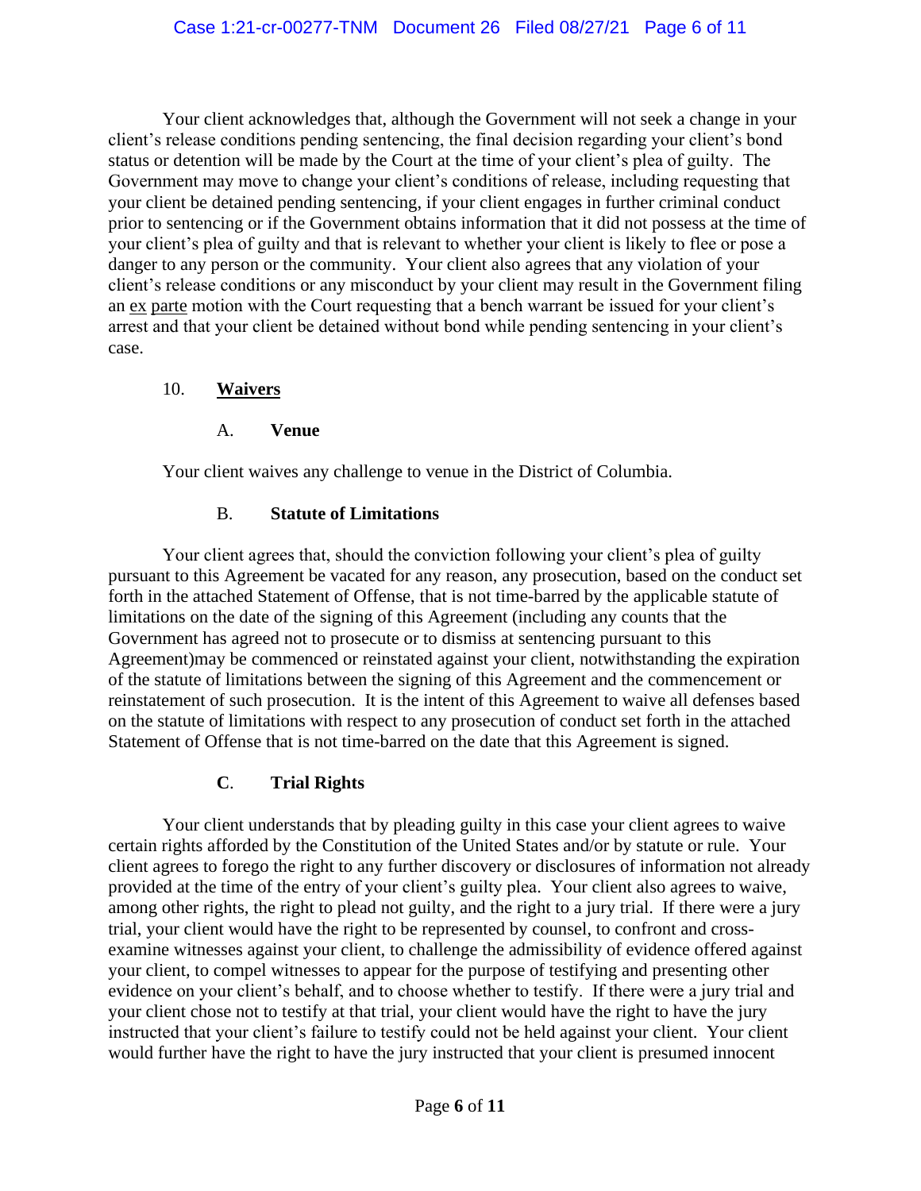Your client acknowledges that, although the Government will not seek a change in your client's release conditions pending sentencing, the final decision regarding your client's bond status or detention will be made by the Court at the time of your client's plea of guilty. The Government may move to change your client's conditions of release, including requesting that your client be detained pending sentencing, if your client engages in further criminal conduct prior to sentencing or if the Government obtains information that it did not possess at the time of your client's plea of guilty and that is relevant to whether your client is likely to flee or pose a danger to any person or the community. Your client also agrees that any violation of your client's release conditions or any misconduct by your client may result in the Government filing an ex parte motion with the Court requesting that a bench warrant be issued for your client's arrest and that your client be detained without bond while pending sentencing in your client's case.

10. **Waivers**

A. **Venue**

Your client waives any challenge to venue in the District of Columbia.

B. **Statute of Limitations**

Your client agrees that, should the conviction following your client's plea of guilty pursuant to this Agreement be vacated for any reason, any prosecution, based on the conduct set forth in the attached Statement of Offense, that is not time-barred by the applicable statute of limitations on the date of the signing of this Agreement (including any counts that the Government has agreed not to prosecute or to dismiss at sentencing pursuant to this Agreement)may be commenced or reinstated against your client, notwithstanding the expiration of the statute of limitations between the signing of this Agreement and the commencement or reinstatement of such prosecution. It is the intent of this Agreement to waive all defenses based on the statute of limitations with respect to any prosecution of conduct set forth in the attached Statement of Offense that is not time-barred on the date that this Agreement is signed.

C. **Trial Rights**

Your client understands that by pleading guilty in this case your client agrees to waive certain rights afforded by the Constitution of the United States and/or by statute or rule. Your client agrees to forego the right to any further discovery or disclosures of information not already provided at the time of the entry of your client's guilty plea. Your client also agrees to waive, among other rights, the right to plead not guilty, and the right to a jury trial. If there were a jury trial, your client would have the right to be represented by counsel, to confront and cross-examine witnesses against your client, to challenge the admissibility of evidence offered against your client, to compel witnesses to appear for the purpose of testifying and presenting other evidence on your client's behalf, and to choose whether to testify. If there were a jury trial and your client chose not to testify at that trial, your client would have the right to have the jury instructed that your client's failure to testify could not be held against your client. Your client would further have the right to have the jury instructed that your client is presumed innocent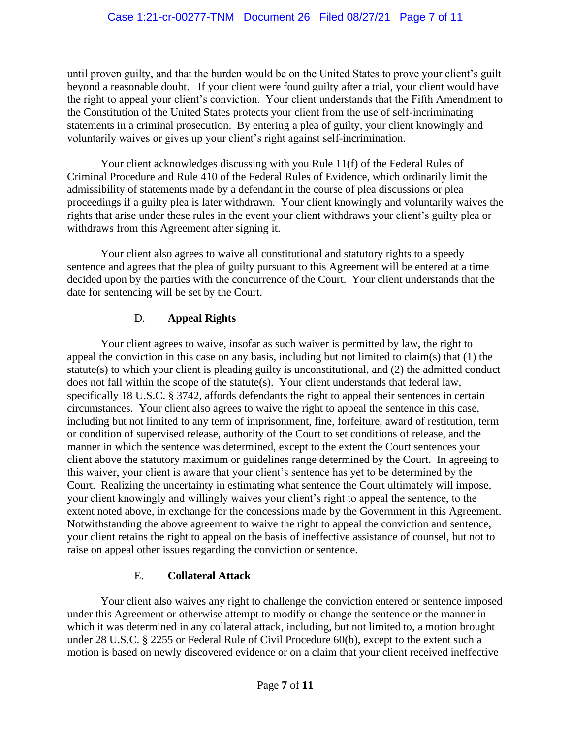until proven guilty, and that the burden would be on the United States to prove your client's guilt beyond a reasonable doubt. If your client were found guilty after a trial, your client would have the right to appeal your client's conviction. Your client understands that the Fifth Amendment to the Constitution of the United States protects your client from the use of self-incriminating statements in a criminal prosecution. By entering a plea of guilty, your client knowingly and voluntarily waives or gives up your client's right against self-incrimination.

Your client acknowledges discussing with you Rule 11(f) of the Federal Rules of Criminal Procedure and Rule 410 of the Federal Rules of Evidence, which ordinarily limit the admissibility of statements made by a defendant in the course of plea discussions or plea proceedings if a guilty plea is later withdrawn. Your client knowingly and voluntarily waives the rights that arise under these rules in the event your client withdraws your client's guilty plea or withdraws from this Agreement after signing it.

Your client also agrees to waive all constitutional and statutory rights to a speedy sentence and agrees that the plea of guilty pursuant to this Agreement will be entered at a time decided upon by the parties with the concurrence of the Court. Your client understands that the date for sentencing will be set by the Court.

## D. **Appeal Rights**

Your client agrees to waive, insofar as such waiver is permitted by law, the right to appeal the conviction in this case on any basis, including but not limited to claim(s) that (1) the statute(s) to which your client is pleading guilty is unconstitutional, and (2) the admitted conduct does not fall within the scope of the statute(s). Your client understands that federal law, specifically 18 U.S.C. § 3742, affords defendants the right to appeal their sentences in certain circumstances. Your client also agrees to waive the right to appeal the sentence in this case, including but not limited to any term of imprisonment, fine, forfeiture, award of restitution, term or condition of supervised release, authority of the Court to set conditions of release, and the manner in which the sentence was determined, except to the extent the Court sentences your client above the statutory maximum or guidelines range determined by the Court. In agreeing to this waiver, your client is aware that your client's sentence has yet to be determined by the Court. Realizing the uncertainty in estimating what sentence the Court ultimately will impose, your client knowingly and willingly waives your client's right to appeal the sentence, to the extent noted above, in exchange for the concessions made by the Government in this Agreement. Notwithstanding the above agreement to waive the right to appeal the conviction and sentence, your client retains the right to appeal on the basis of ineffective assistance of counsel, but not to raise on appeal other issues regarding the conviction or sentence.

## E. **Collateral Attack**

Your client also waives any right to challenge the conviction entered or sentence imposed under this Agreement or otherwise attempt to modify or change the sentence or the manner in which it was determined in any collateral attack, including, but not limited to, a motion brought under 28 U.S.C. § 2255 or Federal Rule of Civil Procedure 60(b), except to the extent such a motion is based on newly discovered evidence or on a claim that your client received ineffective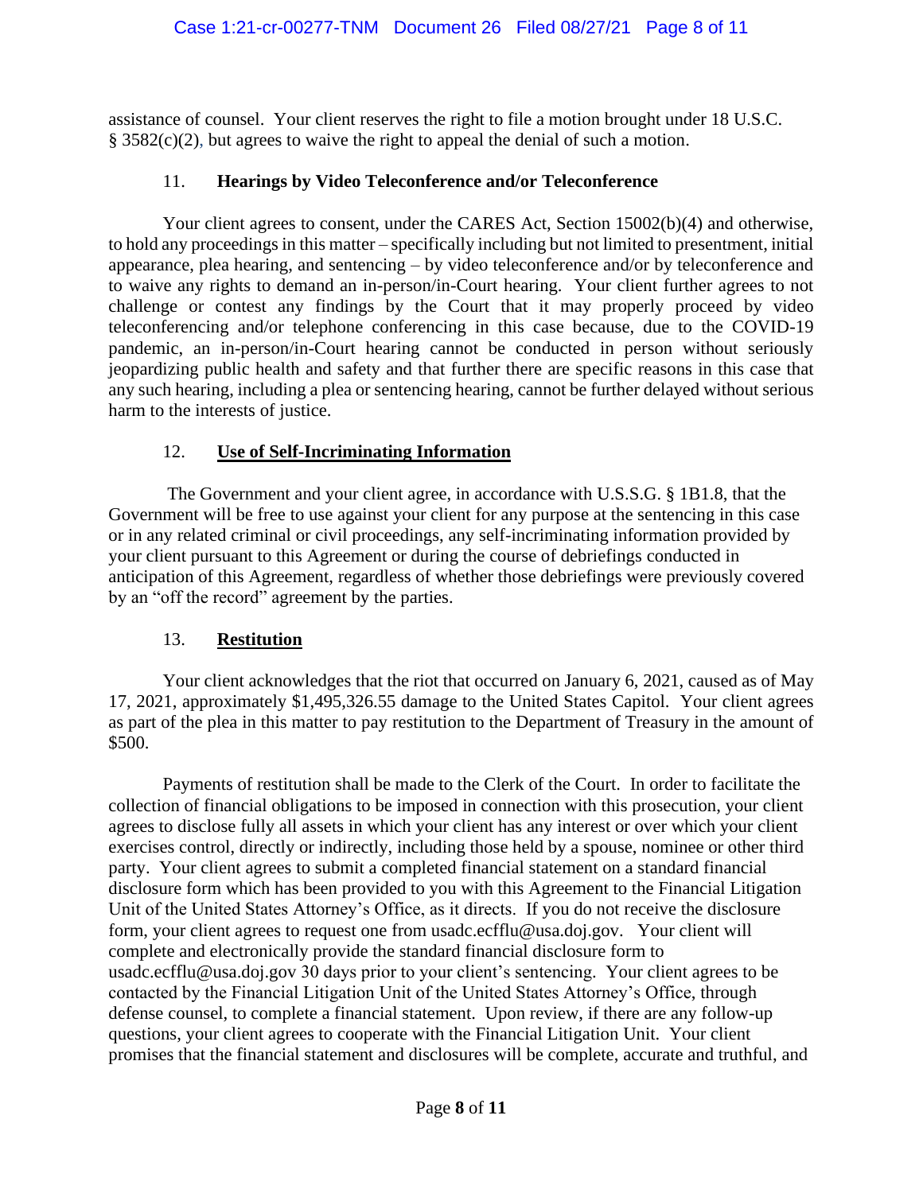assistance of counsel. Your client reserves the right to file a motion brought under 18 U.S.C. § 3582(c)(2), but agrees to waive the right to appeal the denial of such a motion.

### 11. **Hearings by Video Teleconference and/or Teleconference**

Your client agrees to consent, under the CARES Act, Section 15002(b)(4) and otherwise, to hold any proceedings in this matter – specifically including but not limited to presentment, initial appearance, plea hearing, and sentencing – by video teleconference and/or by teleconference and to waive any rights to demand an in-person/in-Court hearing. Your client further agrees to not challenge or contest any findings by the Court that it may properly proceed by video teleconferencing and/or telephone conferencing in this case because, due to the COVID-19 pandemic, an in-person/in-Court hearing cannot be conducted in person without seriously jeopardizing public health and safety and that further there are specific reasons in this case that any such hearing, including a plea or sentencing hearing, cannot be further delayed without serious harm to the interests of justice.

### 12. **Use of Self-Incriminating Information**

The Government and your client agree, in accordance with U.S.S.G. § 1B1.8, that the Government will be free to use against your client for any purpose at the sentencing in this case or in any related criminal or civil proceedings, any self-incriminating information provided by your client pursuant to this Agreement or during the course of debriefings conducted in anticipation of this Agreement, regardless of whether those debriefings were previously covered by an "off the record" agreement by the parties.

### 13. **Restitution**

Your client acknowledges that the riot that occurred on January 6, 2021, caused as of May 17, 2021, approximately $1,495,326.55 damage to the United States Capitol. Your client agrees as part of the plea in this matter to pay restitution to the Department of Treasury in the amount of $500.

Payments of restitution shall be made to the Clerk of the Court. In order to facilitate the collection of financial obligations to be imposed in connection with this prosecution, your client agrees to disclose fully all assets in which your client has any interest or over which your client exercises control, directly or indirectly, including those held by a spouse, nominee or other third party. Your client agrees to submit a completed financial statement on a standard financial disclosure form which has been provided to you with this Agreement to the Financial Litigation Unit of the United States Attorney's Office, as it directs. If you do not receive the disclosure form, your client agrees to request one from usadc.ecfflu@usa.doj.gov. Your client will complete and electronically provide the standard financial disclosure form to usadc.ecfflu@usa.doj.gov 30 days prior to your client's sentencing. Your client agrees to be contacted by the Financial Litigation Unit of the United States Attorney's Office, through defense counsel, to complete a financial statement. Upon review, if there are any follow-up questions, your client agrees to cooperate with the Financial Litigation Unit. Your client promises that the financial statement and disclosures will be complete, accurate and truthful, and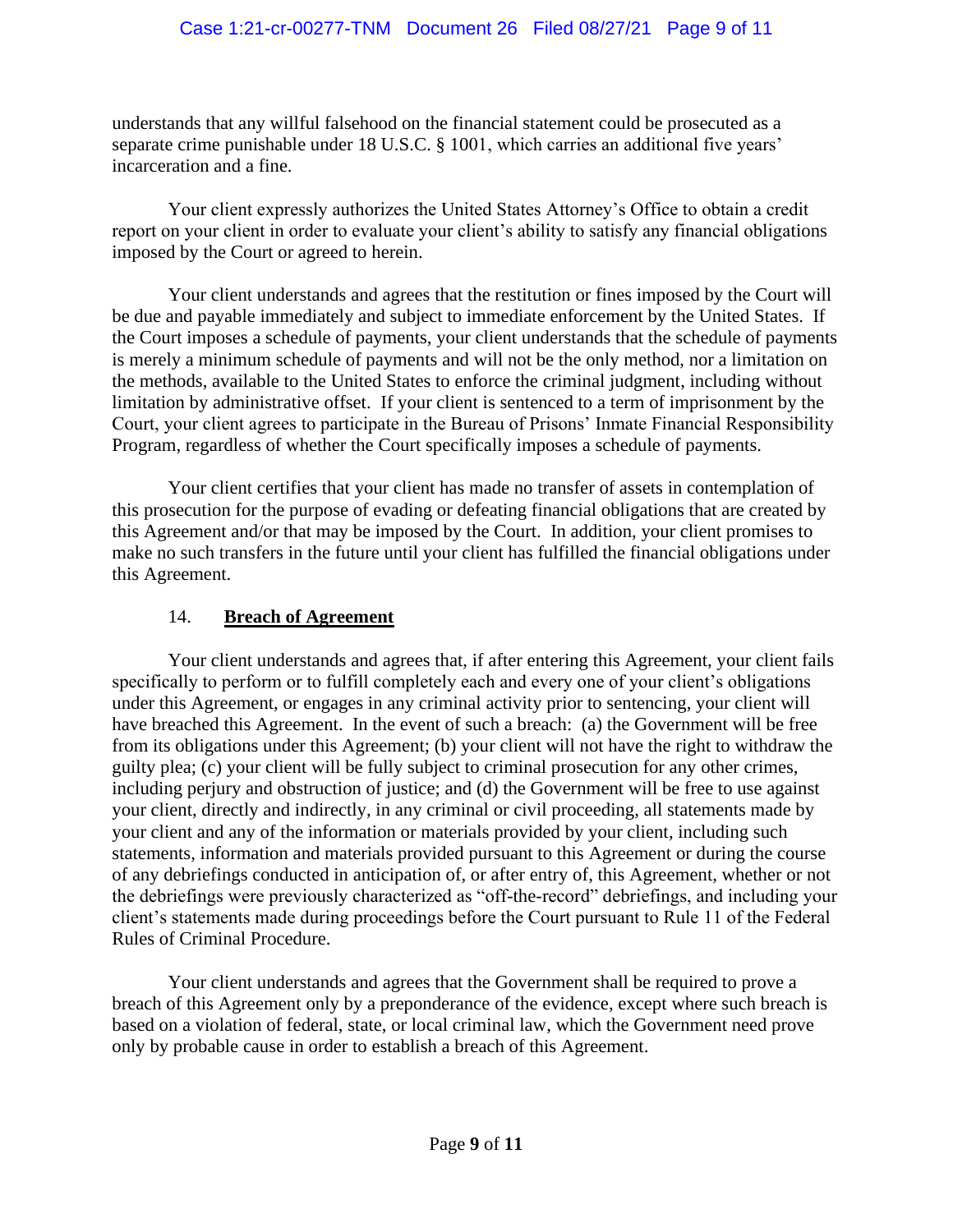understands that any willful falsehood on the financial statement could be prosecuted as a separate crime punishable under 18 U.S.C. § 1001, which carries an additional five years' incarceration and a fine.

Your client expressly authorizes the United States Attorney's Office to obtain a credit report on your client in order to evaluate your client's ability to satisfy any financial obligations imposed by the Court or agreed to herein.

Your client understands and agrees that the restitution or fines imposed by the Court will be due and payable immediately and subject to immediate enforcement by the United States. If the Court imposes a schedule of payments, your client understands that the schedule of payments is merely a minimum schedule of payments and will not be the only method, nor a limitation on the methods, available to the United States to enforce the criminal judgment, including without limitation by administrative offset. If your client is sentenced to a term of imprisonment by the Court, your client agrees to participate in the Bureau of Prisons' Inmate Financial Responsibility Program, regardless of whether the Court specifically imposes a schedule of payments.

Your client certifies that your client has made no transfer of assets in contemplation of this prosecution for the purpose of evading or defeating financial obligations that are created by this Agreement and/or that may be imposed by the Court. In addition, your client promises to make no such transfers in the future until your client has fulfilled the financial obligations under this Agreement.

## 14. **Breach of Agreement**

Your client understands and agrees that, if after entering this Agreement, your client fails specifically to perform or to fulfill completely each and every one of your client's obligations under this Agreement, or engages in any criminal activity prior to sentencing, your client will have breached this Agreement. In the event of such a breach: (a) the Government will be free from its obligations under this Agreement; (b) your client will not have the right to withdraw the guilty plea; (c) your client will be fully subject to criminal prosecution for any other crimes, including perjury and obstruction of justice; and (d) the Government will be free to use against your client, directly and indirectly, in any criminal or civil proceeding, all statements made by your client and any of the information or materials provided by your client, including such statements, information and materials provided pursuant to this Agreement or during the course of any debriefings conducted in anticipation of, or after entry of, this Agreement, whether or not the debriefings were previously characterized as "off-the-record" debriefings, and including your client's statements made during proceedings before the Court pursuant to Rule 11 of the Federal Rules of Criminal Procedure.

Your client understands and agrees that the Government shall be required to prove a breach of this Agreement only by a preponderance of the evidence, except where such breach is based on a violation of federal, state, or local criminal law, which the Government need prove only by probable cause in order to establish a breach of this Agreement.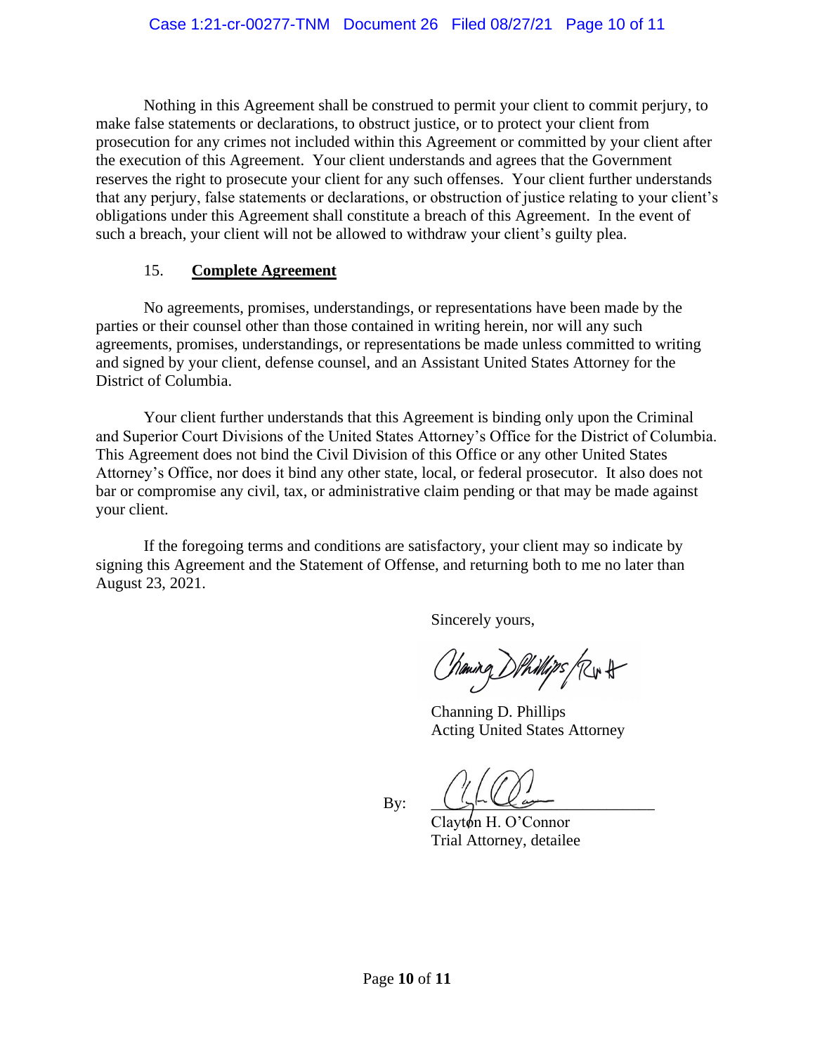Nothing in this Agreement shall be construed to permit your client to commit perjury, to make false statements or declarations, to obstruct justice, or to protect your client from prosecution for any crimes not included within this Agreement or committed by your client after the execution of this Agreement. Your client understands and agrees that the Government reserves the right to prosecute your client for any such offenses. Your client further understands that any perjury, false statements or declarations, or obstruction of justice relating to your client's obligations under this Agreement shall constitute a breach of this Agreement. In the event of such a breach, your client will not be allowed to withdraw your client's guilty plea.

## 15. **Complete Agreement**

No agreements, promises, understandings, or representations have been made by the parties or their counsel other than those contained in writing herein, nor will any such agreements, promises, understandings, or representations be made unless committed to writing and signed by your client, defense counsel, and an Assistant United States Attorney for the District of Columbia.

Your client further understands that this Agreement is binding only upon the Criminal and Superior Court Divisions of the United States Attorney's Office for the District of Columbia. This Agreement does not bind the Civil Division of this Office or any other United States Attorney's Office, nor does it bind any other state, local, or federal prosecutor. It also does not bar or compromise any civil, tax, or administrative claim pending or that may be made against your client.

If the foregoing terms and conditions are satisfactory, your client may so indicate by signing this Agreement and the Statement of Offense, and returning both to me no later than August 23, 2021.

Sincerely yours,

Channing D. Phillips
Acting United States Attorney

By: ______________________________
Clayton H. O'Connor
Trial Attorney, detailee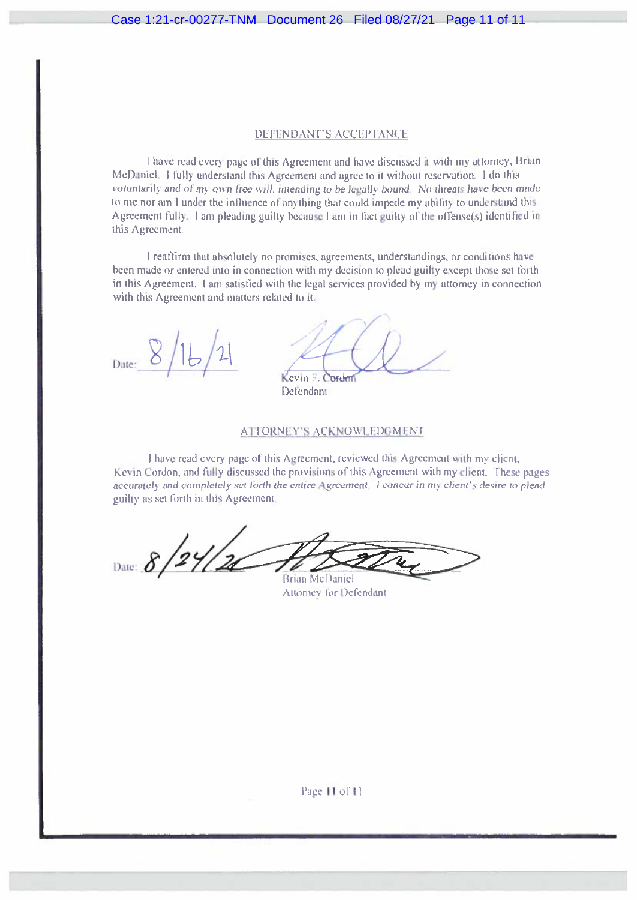## DEFENDANT'S ACCEPTANCE

I have read every page of this Agreement and have discussed it with my attorney, Brian McDaniel. I fully understand this Agreement and agree to it without reservation. I do this voluntarily and of my own free will, intending to be legally bound. No threats have been made to me nor am I under the influence of anything that could impede my ability to understand this Agreement fully. I am pleading guilty because I am in fact guilty of the offense(s) identified in this Agreement.

I reaffirm that absolutely no promises, agreements, understandings, or conditions have been made or entered into in connection with my decision to plead guilty except those set forth in this Agreement. I am satisfied with the legal services provided by my attorney in connection with this Agreement and matters related to it.

Date: 8/16/21

Kevin F. Cordon
Defendant

## ATTORNEY'S ACKNOWLEDGMENT

I have read every page of this Agreement, reviewed this Agreement with my client, Kevin Cordon, and fully discussed the provisions of this Agreement with my client. These pages accurately and completely set forth the entire Agreement. I concur in my client's desire to plead guilty as set forth in this Agreement.

Date: 8/24/21

Brian McDaniel
Attorney for Defendant